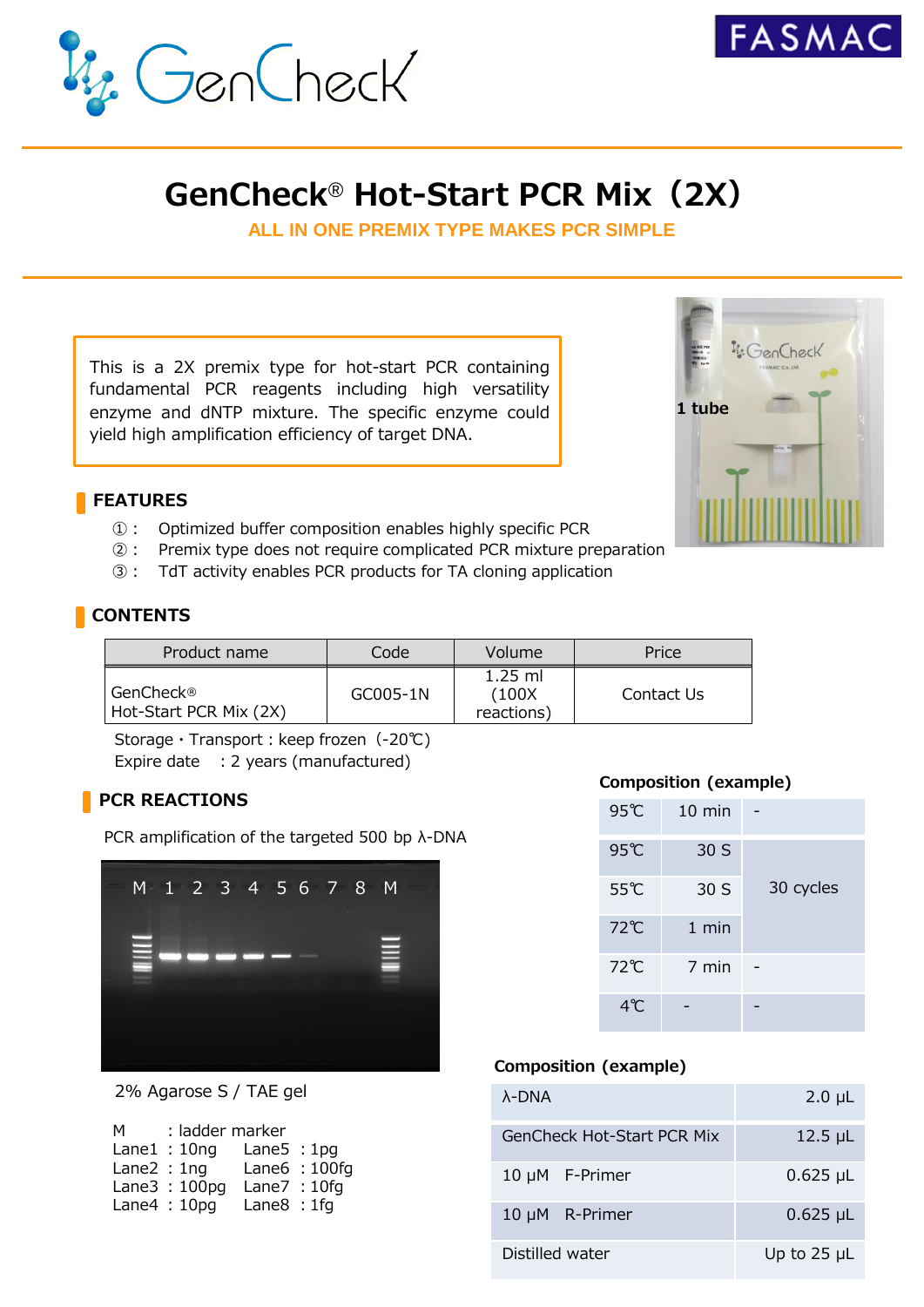GenCheck

FASMAC

# GenCheck® Hot-Start PCR Mix（2X）

**ALL IN ONE PREMIX TYPE MAKES PCR SIMPLE**

This is a 2X premix type for hot-start PCR containing fundamental PCR reagents including high versatility enzyme and dNTP mixture. The specific enzyme could yield high amplification efficiency of target DNA.

1 tube

## FEATURES

①： Optimized buffer composition enables highly specific PCR
②： Premix type does not require complicated PCR mixture preparation
③： TdT activity enables PCR products for TA cloning application

## CONTENTS

| Product name | Code | Volume | Price |
|---|---|---|---|
| GenCheck® Hot-Start PCR Mix (2X) | GC005-1N | 1.25 ml (100X reactions) | Contact Us |

Storage・Transport : keep frozen（-20℃）
Expire date　: 2 years (manufactured)

## PCR REACTIONS

PCR amplification of the targeted 500 bp λ-DNA

M 1 2 3 4 5 6 7 8 M

2% Agarose S / TAE gel

M　: ladder marker
Lane1 : 10ng　Lane5 : 1pg
Lane2 : 1ng　Lane6 : 100fg
Lane3 : 100pg　Lane7 : 10fg
Lane4 : 10pg　Lane8 : 1fg

**Composition (example)**

| | | |
|---|---|---|
| 95℃ | 10 min | - |
| 95℃ | 30 S | 30 cycles |
| 55℃ | 30 S | |
| 72℃ | 1 min | |
| 72℃ | 7 min | - |
| 4℃ | - | - |

**Composition (example)**

| | |
|---|---|
| λ-DNA | 2.0 μL |
| GenCheck Hot-Start PCR Mix | 12.5 μL |
| 10 μM F-Primer | 0.625 μL |
| 10 μM R-Primer | 0.625 μL |
| Distilled water | Up to 25 μL |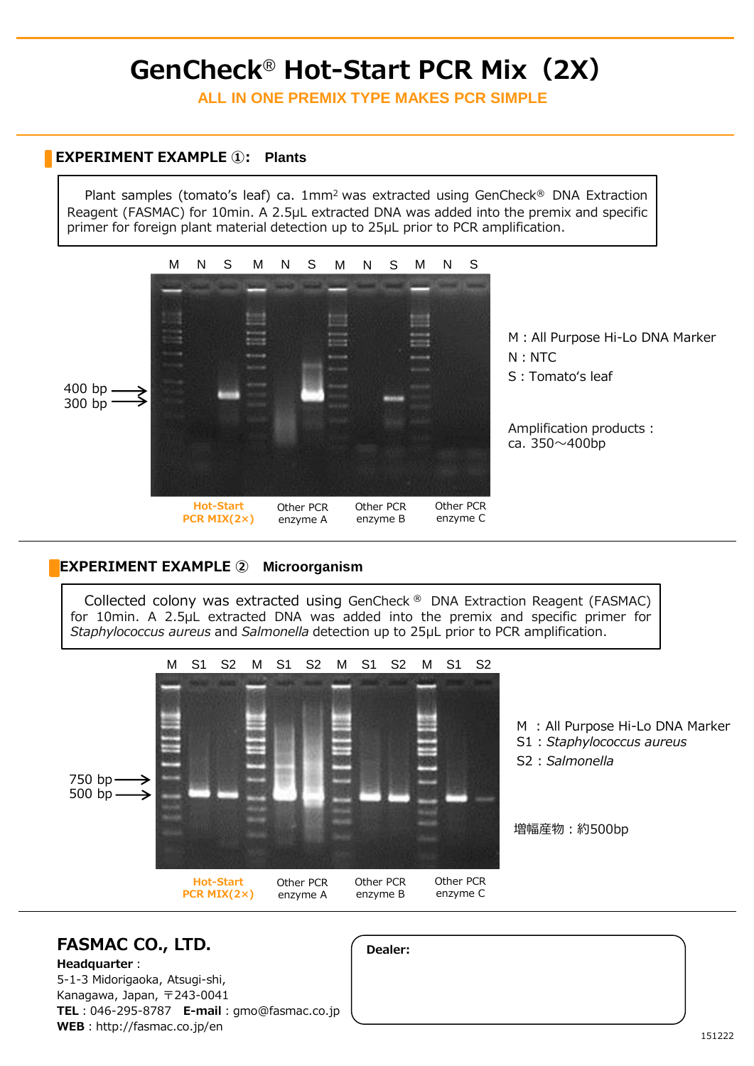# GenCheck® Hot-Start PCR Mix（2X）

**ALL IN ONE PREMIX TYPE MAKES PCR SIMPLE**

## EXPERIMENT EXAMPLE ①: Plants

Plant samples (tomato's leaf) ca. 1mm² was extracted using GenCheck® DNA Extraction Reagent (FASMAC) for 10min. A 2.5μL extracted DNA was added into the premix and specific primer for foreign plant material detection up to 25μL prior to PCR amplification.

M N S M N S M N S M N S

400 bp
300 bp

Hot-Start PCR MIX(2×)
Other PCR enzyme A
Other PCR enzyme B
Other PCR enzyme C

M : All Purpose Hi-Lo DNA Marker
N : NTC
S : Tomato's leaf

Amplification products : ca. 350～400bp

## EXPERIMENT EXAMPLE ② Microorganism

Collected colony was extracted using GenCheck® DNA Extraction Reagent (FASMAC) for 10min. A 2.5μL extracted DNA was added into the premix and specific primer for *Staphylococcus aureus* and *Salmonella* detection up to 25μL prior to PCR amplification.

M S1 S2 M S1 S2 M S1 S2 M S1 S2

750 bp
500 bp

Hot-Start PCR MIX(2×)
Other PCR enzyme A
Other PCR enzyme B
Other PCR enzyme C

M : All Purpose Hi-Lo DNA Marker
S1 : *Staphylococcus aureus*
S2 : *Salmonella*

増幅産物：約500bp

---

**FASMAC CO., LTD.**

**Headquarter** :
5-1-3 Midorigaoka, Atsugi-shi,
Kanagawa, Japan, 〒243-0041
**TEL** : 046-295-8787 **E-mail** : gmo@fasmac.co.jp
**WEB** : http://fasmac.co.jp/en

**Dealer:**

151222